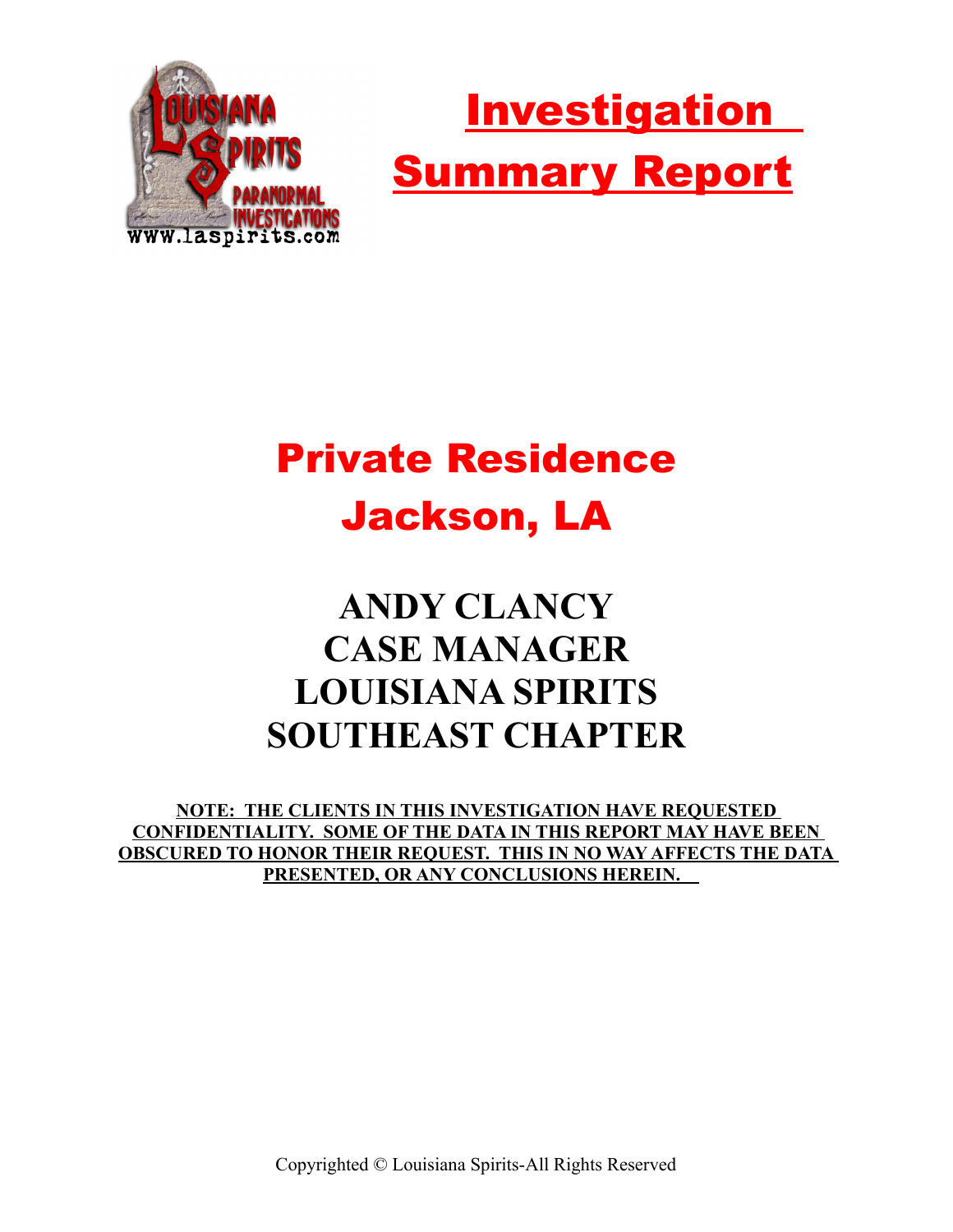# Investigation Summary Report

## Private Residence
## Jackson, LA

**ANDY CLANCY**
**CASE MANAGER**
**LOUISIANA SPIRITS**
**SOUTHEAST CHAPTER**

**NOTE: THE CLIENTS IN THIS INVESTIGATION HAVE REQUESTED CONFIDENTIALITY. SOME OF THE DATA IN THIS REPORT MAY HAVE BEEN OBSCURED TO HONOR THEIR REQUEST. THIS IN NO WAY AFFECTS THE DATA PRESENTED, OR ANY CONCLUSIONS HEREIN.**

Copyrighted © Louisiana Spirits-All Rights Reserved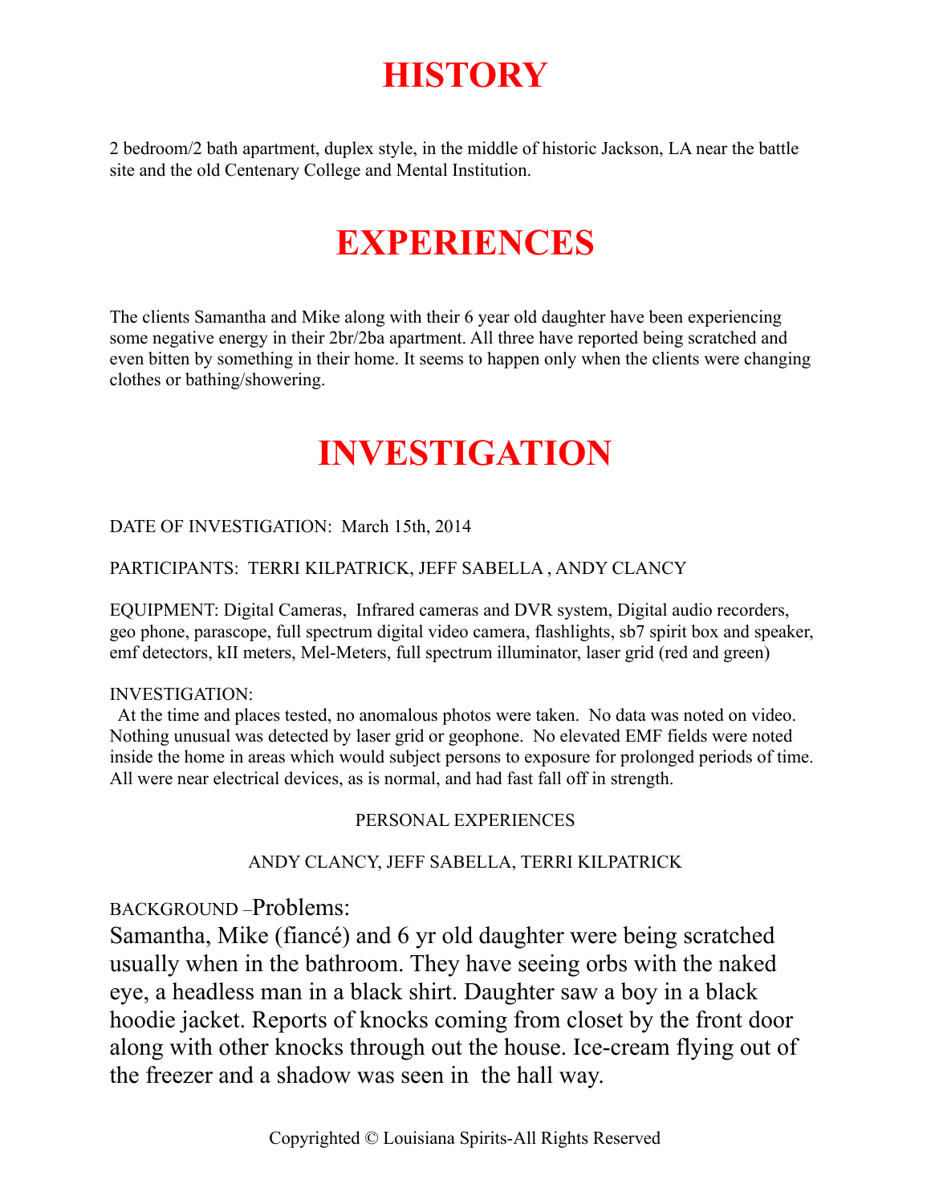# HISTORY

2 bedroom/2 bath apartment, duplex style, in the middle of historic Jackson, LA near the battle site and the old Centenary College and Mental Institution.

# EXPERIENCES

The clients Samantha and Mike along with their 6 year old daughter have been experiencing some negative energy in their 2br/2ba apartment. All three have reported being scratched and even bitten by something in their home. It seems to happen only when the clients were changing clothes or bathing/showering.

# INVESTIGATION

DATE OF INVESTIGATION: March 15th, 2014

PARTICIPANTS: TERRI KILPATRICK, JEFF SABELLA , ANDY CLANCY

EQUIPMENT: Digital Cameras, Infrared cameras and DVR system, Digital audio recorders, geo phone, parascope, full spectrum digital video camera, flashlights, sb7 spirit box and speaker, emf detectors, kII meters, Mel-Meters, full spectrum illuminator, laser grid (red and green)

INVESTIGATION:
At the time and places tested, no anomalous photos were taken. No data was noted on video. Nothing unusual was detected by laser grid or geophone. No elevated EMF fields were noted inside the home in areas which would subject persons to exposure for prolonged periods of time. All were near electrical devices, as is normal, and had fast fall off in strength.

PERSONAL EXPERIENCES

ANDY CLANCY, JEFF SABELLA, TERRI KILPATRICK

BACKGROUND –Problems:
Samantha, Mike (fiancé) and 6 yr old daughter were being scratched usually when in the bathroom. They have seeing orbs with the naked eye, a headless man in a black shirt. Daughter saw a boy in a black hoodie jacket. Reports of knocks coming from closet by the front door along with other knocks through out the house. Ice-cream flying out of the freezer and a shadow was seen in the hall way.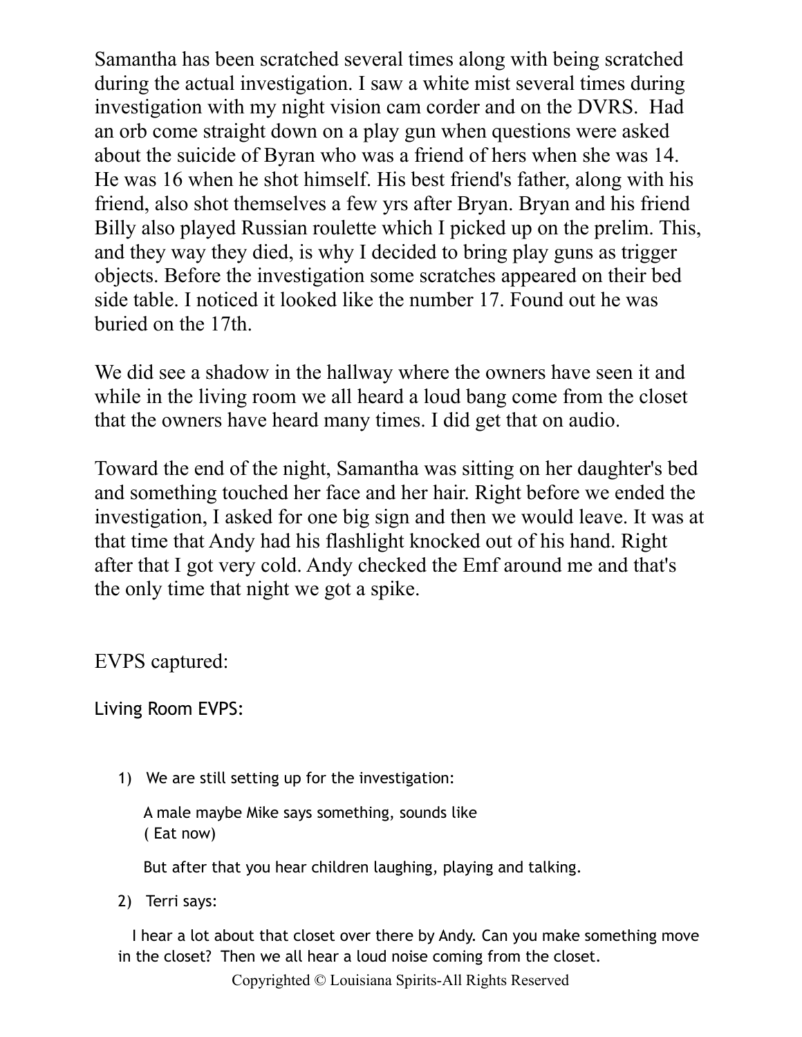Samantha has been scratched several times along with being scratched during the actual investigation. I saw a white mist several times during investigation with my night vision cam corder and on the DVRS. Had an orb come straight down on a play gun when questions were asked about the suicide of Byran who was a friend of hers when she was 14. He was 16 when he shot himself. His best friend's father, along with his friend, also shot themselves a few yrs after Bryan. Bryan and his friend Billy also played Russian roulette which I picked up on the prelim. This, and they way they died, is why I decided to bring play guns as trigger objects. Before the investigation some scratches appeared on their bed side table. I noticed it looked like the number 17. Found out he was buried on the 17th.

We did see a shadow in the hallway where the owners have seen it and while in the living room we all heard a loud bang come from the closet that the owners have heard many times. I did get that on audio.

Toward the end of the night, Samantha was sitting on her daughter's bed and something touched her face and her hair. Right before we ended the investigation, I asked for one big sign and then we would leave. It was at that time that Andy had his flashlight knocked out of his hand. Right after that I got very cold. Andy checked the Emf around me and that's the only time that night we got a spike.

EVPS captured:

Living Room EVPS:

1) We are still setting up for the investigation:

   A male maybe Mike says something, sounds like
   ( Eat now)

   But after that you hear children laughing, playing and talking.

2) Terri says:

   I hear a lot about that closet over there by Andy. Can you make something move in the closet? Then we all hear a loud noise coming from the closet.

Copyrighted © Louisiana Spirits-All Rights Reserved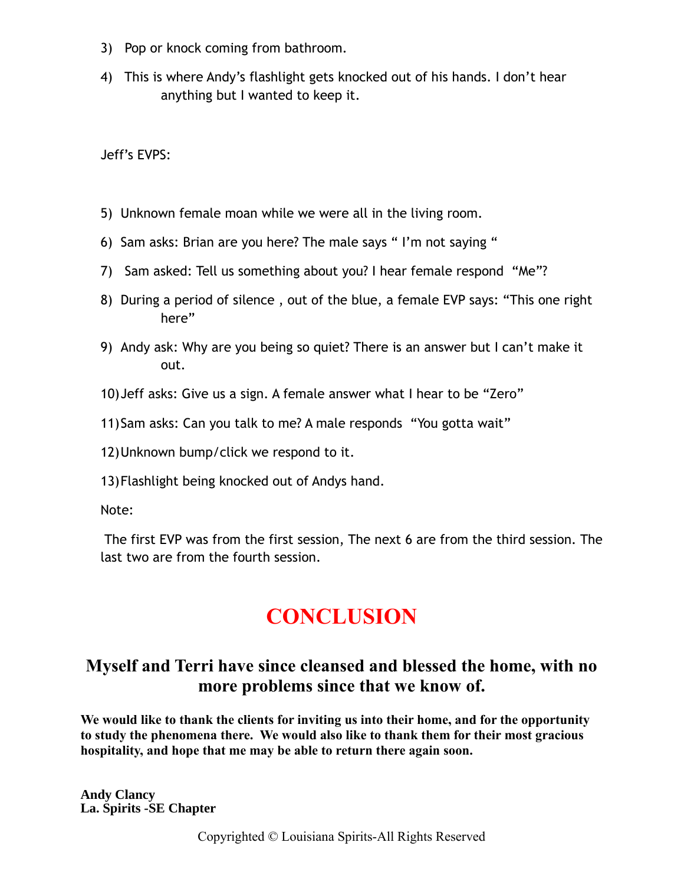3) Pop or knock coming from bathroom.

4) This is where Andy's flashlight gets knocked out of his hands. I don't hear anything but I wanted to keep it.

Jeff's EVPS:

5) Unknown female moan while we were all in the living room.

6) Sam asks: Brian are you here? The male says " I'm not saying "

7) Sam asked: Tell us something about you? I hear female respond "Me"?

8) During a period of silence , out of the blue, a female EVP says: "This one right here"

9) Andy ask: Why are you being so quiet? There is an answer but I can't make it out.

10) Jeff asks: Give us a sign. A female answer what I hear to be "Zero"

11) Sam asks: Can you talk to me? A male responds "You gotta wait"

12) Unknown bump/click we respond to it.

13) Flashlight being knocked out of Andys hand.

Note:

The first EVP was from the first session, The next 6 are from the third session. The last two are from the fourth session.

# CONCLUSION

## Myself and Terri have since cleansed and blessed the home, with no more problems since that we know of.

**We would like to thank the clients for inviting us into their home, and for the opportunity to study the phenomena there. We would also like to thank them for their most gracious hospitality, and hope that me may be able to return there again soon.**

**Andy Clancy**
**La. Spirits -SE Chapter**

Copyrighted © Louisiana Spirits-All Rights Reserved